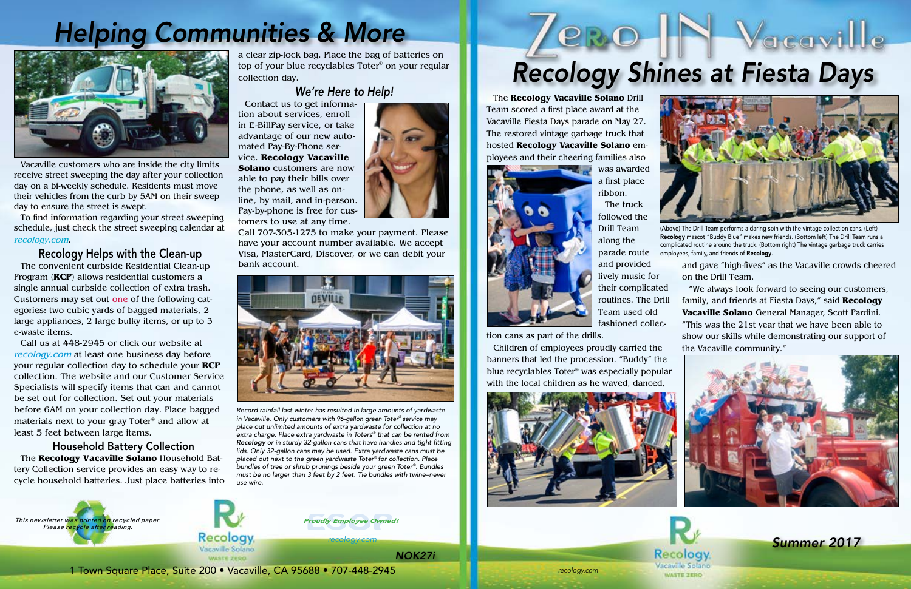# Helping Communities & More

Vacaville customers who are inside the city limits receive street sweeping the day after your collection day on a bi-weekly schedule. Residents must move their vehicles from the curb by 5AM on their sweep day to ensure the street is swept.

To find information regarding your street sweeping schedule, just check the street sweeping calendar at *recology.com*.

## Recology Helps with the Clean-up

The convenient curbside Residential Clean-up Program (**RCP**) allows residential customers a single annual curbside collection of extra trash. Customers may set out one of the following categories: two cubic yards of bagged materials, 2 large appliances, 2 large bulky items, or up to 3 e-waste items.

Call us at 448-2945 or click our website at *recology.com* at least one business day before your regular collection day to schedule your **RCP** collection. The website and our Customer Service Specialists will specify items that can and cannot be set out for collection. Set out your materials before 6AM on your collection day. Place bagged materials next to your gray Toter® and allow at least 5 feet between large items.

## Household Battery Collection

The **Recology Vacaville Solano** Household Battery Collection service provides an easy way to recycle household batteries. Just place batteries into a clear zip-lock bag. Place the bag of batteries on top of your blue recyclables Toter® on your regular collection day.

## We're Here to Help!

Contact us to get information about services, enroll in E-BillPay service, or take advantage of our new automated Pay-By-Phone service. **Recology Vacaville Solano** customers are now able to pay their bills over the phone, as well as online, by mail, and in-person. Pay-by-phone is free for customers to use at any time.

Call 707-305-1275 to make your payment. Please have your account number available. We accept Visa, MasterCard, Discover, or we can debit your bank account.

*Record rainfall last winter has resulted in large amounts of yardwaste in Vacaville. Only customers with 96-gallon green Toter® service may place out unlimited amounts of extra yardwaste for collection at no extra charge. Place extra yardwaste in Toters® that can be rented from* ***Recology*** *or in sturdy 32-gallon cans that have handles and tight fitting lids. Only 32-gallon cans may be used. Extra yardwaste cans must be placed out next to the green yardwaste Toter® for collection. Place bundles of tree or shrub prunings beside your green Toter®. Bundles must be no larger than 3 feet by 2 feet. Tie bundles with twine–never use wire.*

*This newsletter was printed on recycled paper. Please recycle after reading.*

Recology Vacaville Solano WASTE ZERO

*Proudly Employee Owned!*

*recology.com*

*NOK27i*

1 Town Square Place, Suite 200 • Vacaville, CA 95688 • 707-448-2945

# Zero IN Vacaville

# Recology Shines at Fiesta Days

The **Recology Vacaville Solano** Drill Team scored a first place award at the Vacaville Fiesta Days parade on May 27. The restored vintage garbage truck that hosted **Recology Vacaville Solano** employees and their cheering families also was awarded a first place ribbon.

The truck followed the Drill Team along the parade route and provided lively music for their complicated routines. The Drill Team used old fashioned collection cans as part of the drills.

Children of employees proudly carried the banners that led the procession. "Buddy" the blue recyclables Toter® was especially popular with the local children as he waved, danced, and gave "high-fives" as the Vacaville crowds cheered on the Drill Team.

"We always look forward to seeing our customers, family, and friends at Fiesta Days," said **Recology Vacaville Solano** General Manager, Scott Pardini. "This was the 21st year that we have been able to show our skills while demonstrating our support of the Vacaville community."

(Above) The Drill Team performs a daring spin with the vintage collection cans. (Left) **Recology** mascot "Buddy Blue" makes new friends. (Bottom left) The Drill Team runs a complicated routine around the truck. (Bottom right) The vintage garbage truck carries employees, family, and friends of **Recology**.

*recology.com*

Recology Vacaville Solano WASTE ZERO

*Summer 2017*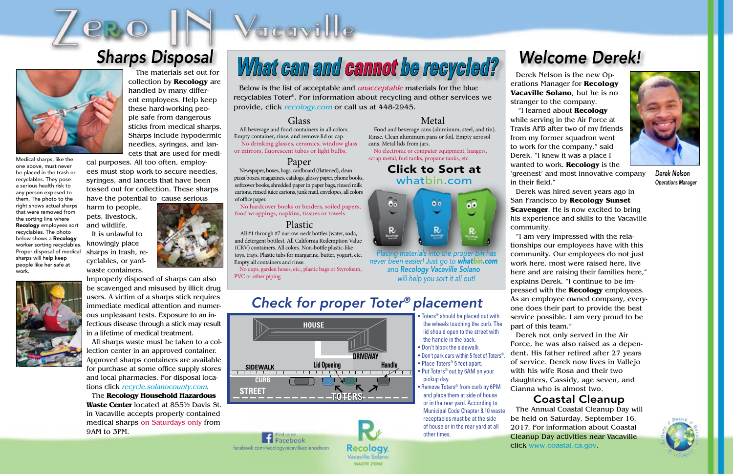# Zero IN Vacaville

## Sharps Disposal

The materials set out for collection by **Recology** are handled by many different employees. Help keep these hard-working people safe from dangerous sticks from medical sharps. Sharps include hypodermic needles, syringes, and lancets that are used for medical purposes. All too often, employees must stop work to secure needles, syringes, and lancets that have been tossed out for collection. These sharps have the potential to cause serious harm to people, pets, livestock, and wildlife.

Medical sharps, like the one above, must never be placed in the trash or recyclables. They pose a serious health risk to any person exposed to them. The photo to the right shows actual sharps that were removed from the sorting line where **Recology** employees sort recyclables. The photo below shows a **Recology** worker sorting recyclables. Proper disposal of medical sharps will help keep people like her safe at work.

It is unlawful to knowingly place sharps in trash, recyclables, or yard-waste containers. Improperly disposed of sharps can also be scavenged and misused by illicit drug users. A victim of a sharps stick requires immediate medical attention and numerous unpleasant tests. Exposure to an infectious disease through a stick may result in a lifetime of medical treatment.

All sharps waste must be taken to a collection center in an approved container. Approved sharps containers are available for purchase at some office supply stores and local pharmacies. For disposal locations click *recycle.solanocounty.com*.

The **Recology Household Hazardous Waste Center** located at 855½ Davis St. in Vacaville accepts properly contained medical sharps on Saturdays only from 9AM to 3PM.

## What can and cannot be recycled?

Below is the list of acceptable and *unacceptable* materials for the blue recyclables Toter®. For information about recycling and other services we provide, click *recology.com* or call us at 448-2945.

### Glass

All beverage and food containers in all colors. Empty container, rinse, and remove lid or cap.

*No drinking glasses, ceramics, window glass or mirrors, fluorescent tubes or light bulbs.*

### Paper

Newspaper, boxes, bags, cardboard (flattened), clean pizza boxes, magazines, catalogs, glossy paper, phone books, softcover books, shredded paper in paper bags, rinsed milk cartons, rinsed juice cartons, junk mail, envelopes, all colors of office paper.

*No hardcover books or binders, soiled papers, food wrappings, napkins, tissues or towels.*

### Plastic

All #1 through #7 narrow-neck bottles (water, soda, and detergent bottles). All California Redemption Value (CRV) containers. All colors. Non-bottle plastic-like toys, trays. Plastic tubs for margarine, butter, yogurt, etc. Empty all containers and rinse.

*No cups, garden hoses, etc., plastic bags or Styrofoam, PVC or other piping.*

### Metal

Food and beverage cans (aluminum, steel, and tin). Rinse. Clean aluminum pans or foil. Empty aerosol cans. Metal lids from jars.

*No electronic or computer equipment, hangers, scrap metal, fuel tanks, propane tanks, etc.*

### Click to Sort at whatbin.com

*Placing materials into the proper bin has never been easier! Just go to **whatbin.com** and **Recology Vacaville Solano** will help you sort it all out!*

## Check for proper Toter® placement

HOUSE
DRIVEWAY
SIDEWALK
Lid Opening
Handle
CURB
STREET
TOTERS

- Toters® should be placed out with the wheels touching the curb. The lid should open to the street with the handle in the back.
- Don't block the sidewalk.
- Don't park cars within 5 feet of Toters®.
- Place Toters® 5 feet apart.
- Put Toters® out by 6AM on your pickup day.
- Remove Toters® from curb by 6PM and place them at side of house or in the rear yard. According to Municipal Code Chapter 8.10 waste receptacles must be at the side of house or in the rear yard at all other times.

Find us on Facebook
facebook.com/recologyvacavillesolanodixon

Recology Vacaville Solano WASTE ZERO

## Welcome Derek!

Derek Nelson is the new Operations Manager for **Recology Vacaville Solano**, but he is no stranger to the company.

"I learned about **Recology** while serving in the Air Force at Travis AFB after two of my friends from my former squadron went to work for the company," said Derek. "I knew it was a place I wanted to work. **Recology** is the 'greenest' and most innovative company in their field."

*Derek Nelson*
*Operations Manager*

Derek was hired seven years ago in San Francisco by **Recology Sunset Scavenger**. He is now excited to bring his experience and skills to the Vacaville community.

"I am very impressed with the relationships our employees have with this community. Our employees do not just work here, most were raised here, live here and are raising their families here," explains Derek. "I continue to be impressed with the **Recology** employees. As an employee owned company, everyone does their part to provide the best service possible. I am very proud to be part of this team."

Derek not only served in the Air Force, he was also raised as a dependent. His father retired after 27 years of service. Derek now lives in Vallejo with his wife Rosa and their two daughters, Cassidy, age seven, and Cianna who is almost two.

## Coastal Cleanup

The Annual Coastal Cleanup Day will be held on Saturday, September 16, 2017. For information about Coastal Cleanup Day activities near Vacaville click www.coastal.ca.gov.